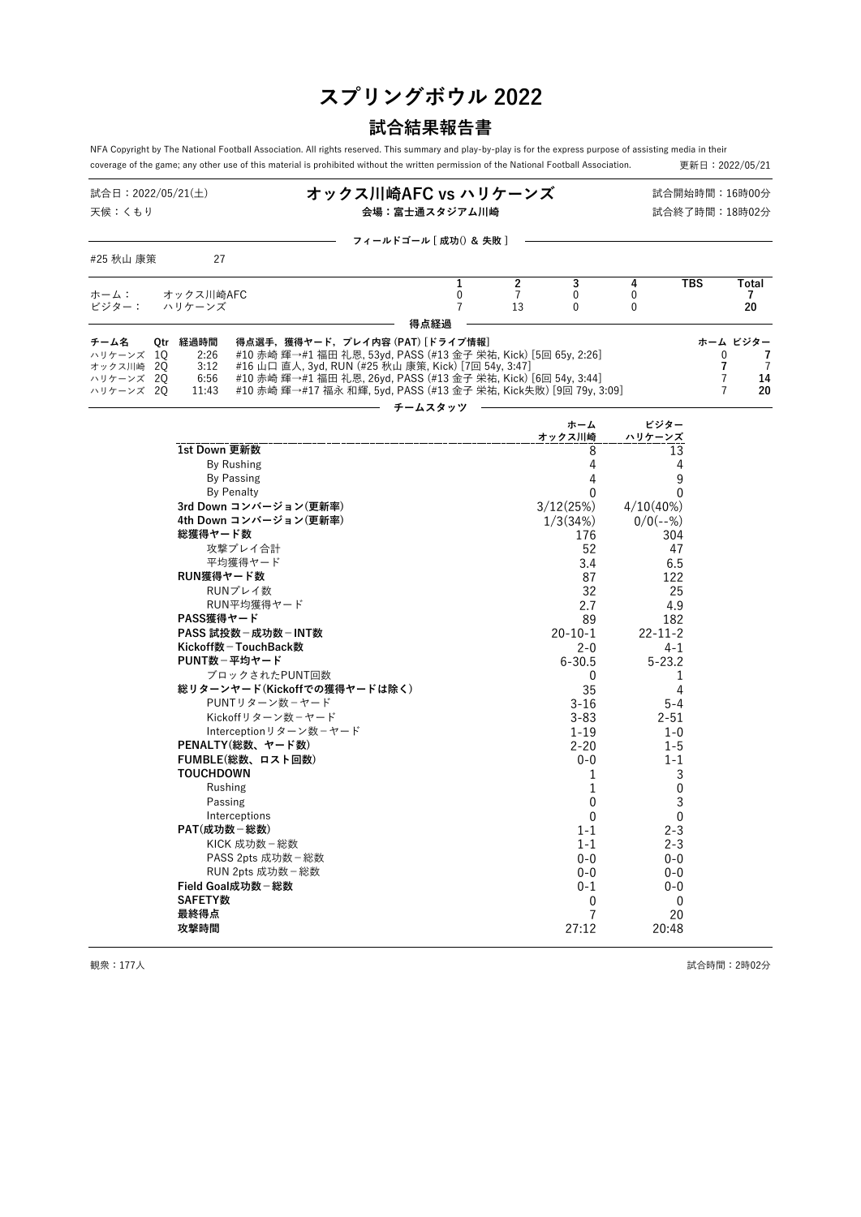# スプリングボウル 2022

## 試合結果報告書

NFA Copyright by The National Football Association. All rights reserved. This summary and play-by-play is for the express purpose of assisting media in their coverage of the game; any other use of this material is prohibited without the written permission of the National Football Association.

更新日：2022/05/21

試合日：2022/05/21(土)
天候：くもり

**オックス川崎AFC vs ハリケーンズ**
**会場：富士通スタジアム川崎**

試合開始時間：16時00分
試合終了時間：18時02分

### フィールドゴール [ 成功() & 失敗 ]

#25 秋山 康策　27

| | | 1 | 2 | 3 | 4 | TBS | Total |
|---|---|---|---|---|---|---|---|
| ホーム： | オックス川崎AFC | 0 | 7 | 0 | 0 | | **7** |
| ビジター： | ハリケーンズ | 7 | 13 | 0 | 0 | | **20** |

### 得点経過

| チーム名 | Qtr | 経過時間 | 得点選手，獲得ヤード，プレイ内容 (PAT) [ドライブ情報] | ホーム | ビジター |
|---|---|---|---|---|---|
| ハリケーンズ | 1Q | 2:26 | #10 赤崎 輝→#1 福田 礼恩, 53yd, PASS (#13 金子 栄祐, Kick) [5回 65y, 2:26] | 0 | **7** |
| オックス川崎 | 2Q | 3:12 | #16 山口 直人, 3yd, RUN (#25 秋山 康策, Kick) [7回 54y, 3:47] | **7** | 7 |
| ハリケーンズ | 2Q | 6:56 | #10 赤崎 輝→#1 福田 礼恩, 26yd, PASS (#13 金子 栄祐, Kick) [6回 54y, 3:44] | 7 | **14** |
| ハリケーンズ | 2Q | 11:43 | #10 赤崎 輝→#17 福永 和輝, 5yd, PASS (#13 金子 栄祐, Kick失敗) [9回 79y, 3:09] | 7 | **20** |

### チームスタッツ

| | ホーム オックス川崎 | ビジター ハリケーンズ |
|---|---|---|
| **1st Down 更新数** | 8 | 13 |
| By Rushing | 4 | 4 |
| By Passing | 4 | 9 |
| By Penalty | 0 | 0 |
| **3rd Down コンバージョン(更新率)** | 3/12(25%) | 4/10(40%) |
| **4th Down コンバージョン(更新率)** | 1/3(34%) | 0/0(--%) |
| **総獲得ヤード数** | 176 | 304 |
| 攻撃プレイ合計 | 52 | 47 |
| 平均獲得ヤード | 3.4 | 6.5 |
| **RUN獲得ヤード数** | 87 | 122 |
| RUNプレイ数 | 32 | 25 |
| RUN平均獲得ヤード | 2.7 | 4.9 |
| **PASS獲得ヤード** | 89 | 182 |
| **PASS 試投数－成功数－INT数** | 20-10-1 | 22-11-2 |
| **Kickoff数－TouchBack数** | 2-0 | 4-1 |
| **PUNT数－平均ヤード** | 6-30.5 | 5-23.2 |
| ブロックされたPUNT回数 | 0 | 1 |
| **総リターンヤード(Kickoffでの獲得ヤードは除く)** | 35 | 4 |
| PUNTリターン数－ヤード | 3-16 | 5-4 |
| Kickoffリターン数－ヤード | 3-83 | 2-51 |
| Interceptionリターン数－ヤード | 1-19 | 1-0 |
| **PENALTY(総数、ヤード数)** | 2-20 | 1-5 |
| **FUMBLE(総数、ロスト回数)** | 0-0 | 1-1 |
| **TOUCHDOWN** | 1 | 3 |
| Rushing | 1 | 0 |
| Passing | 0 | 3 |
| Interceptions | 0 | 0 |
| **PAT(成功数－総数)** | 1-1 | 2-3 |
| KICK 成功数－総数 | 1-1 | 2-3 |
| PASS 2pts 成功数－総数 | 0-0 | 0-0 |
| RUN 2pts 成功数－総数 | 0-0 | 0-0 |
| **Field Goal成功数－総数** | 0-1 | 0-0 |
| **SAFETY数** | 0 | 0 |
| **最終得点** | 7 | 20 |
| **攻撃時間** | 27:12 | 20:48 |

観衆：177人

試合時間：2時02分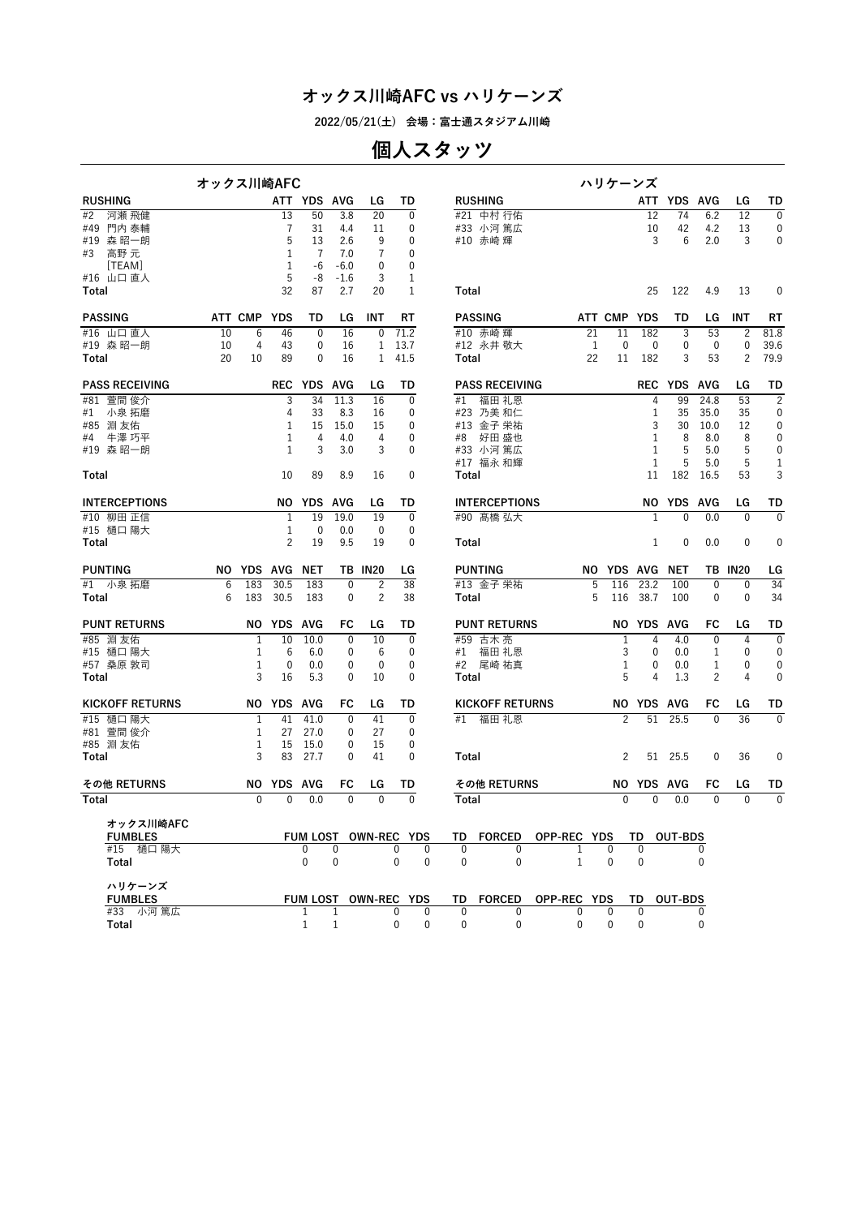# オックス川崎AFC vs ハリケーンズ

2022/05/21(土) 会場：富士通スタジアム川崎

## 個人スタッツ

### オックス川崎AFC

| RUSHING | ATT | YDS | AVG | LG | TD |
|---|---|---|---|---|---|
| #2 河瀬 飛健 | 13 | 50 | 3.8 | 20 | 0 |
| #49 門内 泰輔 | 7 | 31 | 4.4 | 11 | 0 |
| #19 森 昭一朗 | 5 | 13 | 2.6 | 9 | 0 |
| #3 高野 元 | 1 | 7 | 7.0 | 7 | 0 |
| [TEAM] | 1 | -6 | -6.0 | 0 | 0 |
| #16 山口 直人 | 5 | -8 | -1.6 | 3 | 1 |
| Total | 32 | 87 | 2.7 | 20 | 1 |

| PASSING | ATT | CMP | YDS | TD | LG | INT | RT |
|---|---|---|---|---|---|---|---|
| #16 山口 直人 | 10 | 6 | 46 | 0 | 16 | 0 | 71.2 |
| #19 森 昭一朗 | 10 | 4 | 43 | 0 | 16 | 1 | 13.7 |
| Total | 20 | 10 | 89 | 0 | 16 | 1 | 41.5 |

| PASS RECEIVING | REC | YDS | AVG | LG | TD |
|---|---|---|---|---|---|
| #81 萱間 俊介 | 3 | 34 | 11.3 | 16 | 0 |
| #1 小泉 拓磨 | 4 | 33 | 8.3 | 16 | 0 |
| #85 淵 友佑 | 1 | 15 | 15.0 | 15 | 0 |
| #4 牛澤 巧平 | 1 | 4 | 4.0 | 4 | 0 |
| #19 森 昭一朗 | 1 | 3 | 3.0 | 3 | 0 |
| Total | 10 | 89 | 8.9 | 16 | 0 |

| INTERCEPTIONS | NO | YDS | AVG | LG | TD |
|---|---|---|---|---|---|
| #10 柳田 正信 | 1 | 19 | 19.0 | 19 | 0 |
| #15 樋口 陽大 | 1 | 0 | 0.0 | 0 | 0 |
| Total | 2 | 19 | 9.5 | 19 | 0 |

| PUNTING | NO | YDS | AVG | NET | TB | IN20 | LG |
|---|---|---|---|---|---|---|---|
| #1 小泉 拓磨 | 6 | 183 | 30.5 | 183 | 0 | 2 | 38 |
| Total | 6 | 183 | 30.5 | 183 | 0 | 2 | 38 |

| PUNT RETURNS | NO | YDS | AVG | FC | LG | TD |
|---|---|---|---|---|---|---|
| #85 淵 友佑 | 1 | 10 | 10.0 | 0 | 10 | 0 |
| #15 樋口 陽大 | 1 | 6 | 6.0 | 0 | 6 | 0 |
| #57 桑原 敦司 | 1 | 0 | 0.0 | 0 | 0 | 0 |
| Total | 3 | 16 | 5.3 | 0 | 10 | 0 |

| KICKOFF RETURNS | NO | YDS | AVG | FC | LG | TD |
|---|---|---|---|---|---|---|
| #15 樋口 陽大 | 1 | 41 | 41.0 | 0 | 41 | 0 |
| #81 萱間 俊介 | 1 | 27 | 27.0 | 0 | 27 | 0 |
| #85 淵 友佑 | 1 | 15 | 15.0 | 0 | 15 | 0 |
| Total | 3 | 83 | 27.7 | 0 | 41 | 0 |

| その他 RETURNS | NO | YDS | AVG | FC | LG | TD |
|---|---|---|---|---|---|---|
| Total | 0 | 0 | 0.0 | 0 | 0 | 0 |

### ハリケーンズ

| RUSHING | ATT | YDS | AVG | LG | TD |
|---|---|---|---|---|---|
| #21 中村 行佑 | 12 | 74 | 6.2 | 12 | 0 |
| #33 小河 篤広 | 10 | 42 | 4.2 | 13 | 0 |
| #10 赤崎 輝 | 3 | 6 | 2.0 | 3 | 0 |
| Total | 25 | 122 | 4.9 | 13 | 0 |

| PASSING | ATT | CMP | YDS | TD | LG | INT | RT |
|---|---|---|---|---|---|---|---|
| #10 赤崎 輝 | 21 | 11 | 182 | 3 | 53 | 2 | 81.8 |
| #12 永井 敬大 | 1 | 0 | 0 | 0 | 0 | 0 | 39.6 |
| Total | 22 | 11 | 182 | 3 | 53 | 2 | 79.9 |

| PASS RECEIVING | REC | YDS | AVG | LG | TD |
|---|---|---|---|---|---|
| #1 福田 礼恩 | 4 | 99 | 24.8 | 53 | 2 |
| #23 乃美 和仁 | 1 | 35 | 35.0 | 35 | 0 |
| #13 金子 栄祐 | 3 | 30 | 10.0 | 12 | 0 |
| #8 好田 盛也 | 1 | 8 | 8.0 | 8 | 0 |
| #33 小河 篤広 | 1 | 5 | 5.0 | 5 | 0 |
| #17 福永 和輝 | 1 | 5 | 5.0 | 5 | 1 |
| Total | 11 | 182 | 16.5 | 53 | 3 |

| INTERCEPTIONS | NO | YDS | AVG | LG | TD |
|---|---|---|---|---|---|
| #90 髙橋 弘大 | 1 | 0 | 0.0 | 0 | 0 |
| Total | 1 | 0 | 0.0 | 0 | 0 |

| PUNTING | NO | YDS | AVG | NET | TB | IN20 | LG |
|---|---|---|---|---|---|---|---|
| #13 金子 栄祐 | 5 | 116 | 23.2 | 100 | 0 | 0 | 34 |
| Total | 5 | 116 | 38.7 | 100 | 0 | 0 | 34 |

| PUNT RETURNS | NO | YDS | AVG | FC | LG | TD |
|---|---|---|---|---|---|---|
| #59 古木 亮 | 1 | 4 | 4.0 | 0 | 4 | 0 |
| #1 福田 礼恩 | 3 | 0 | 0.0 | 1 | 0 | 0 |
| #2 尾崎 祐真 | 1 | 0 | 0.0 | 1 | 0 | 0 |
| Total | 5 | 4 | 1.3 | 2 | 4 | 0 |

| KICKOFF RETURNS | NO | YDS | AVG | FC | LG | TD |
|---|---|---|---|---|---|---|
| #1 福田 礼恩 | 2 | 51 | 25.5 | 0 | 36 | 0 |
| Total | 2 | 51 | 25.5 | 0 | 36 | 0 |

| その他 RETURNS | NO | YDS | AVG | FC | LG | TD |
|---|---|---|---|---|---|---|
| Total | 0 | 0 | 0.0 | 0 | 0 | 0 |

### オックス川崎AFC

| FUMBLES | FUM | LOST | OWN-REC | YDS | TD | FORCED | OPP-REC | YDS | TD | OUT-BDS |
|---|---|---|---|---|---|---|---|---|---|---|
| #15 樋口 陽大 | 0 | 0 | 0 | 0 | 0 | 0 | 1 | 0 | 0 | 0 |
| Total | 0 | 0 | 0 | 0 | 0 | 0 | 1 | 0 | 0 | 0 |

### ハリケーンズ

| FUMBLES | FUM | LOST | OWN-REC | YDS | TD | FORCED | OPP-REC | YDS | TD | OUT-BDS |
|---|---|---|---|---|---|---|---|---|---|---|
| #33 小河 篤広 | 1 | 1 | 0 | 0 | 0 | 0 | 0 | 0 | 0 | 0 |
| Total | 1 | 1 | 0 | 0 | 0 | 0 | 0 | 0 | 0 | 0 |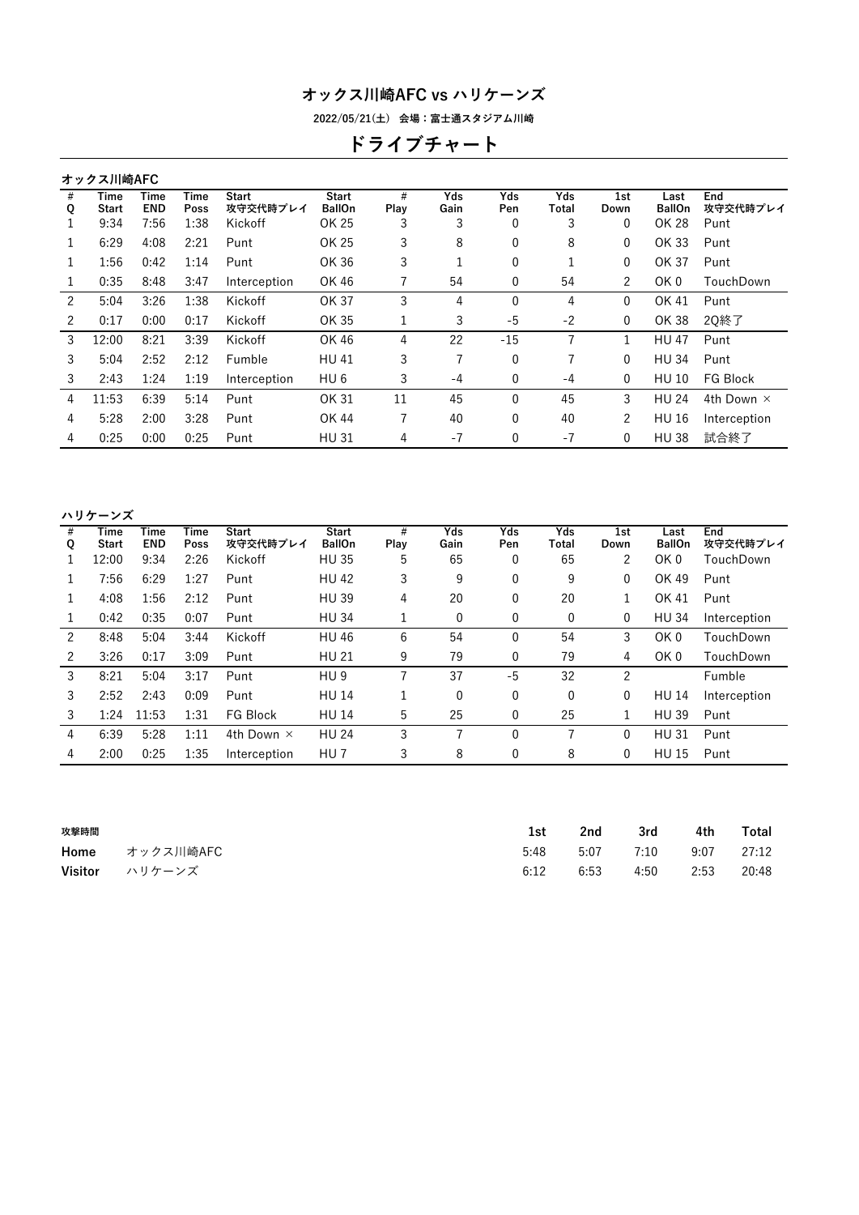# オックス川崎AFC vs ハリケーンズ

2022/05/21(土) 会場：富士通スタジアム川崎

## ドライブチャート

### オックス川崎AFC

| # Q | Time Start | Time END | Time Poss | Start 攻守交代時プレイ | Start BallOn | # Play | Yds Gain | Yds Pen | Yds Total | 1st Down | Last BallOn | End 攻守交代時プレイ |
|---|---|---|---|---|---|---|---|---|---|---|---|---|
| 1 | 9:34 | 7:56 | 1:38 | Kickoff | OK 25 | 3 | 3 | 0 | 3 | 0 | OK 28 | Punt |
| 1 | 6:29 | 4:08 | 2:21 | Punt | OK 25 | 3 | 8 | 0 | 8 | 0 | OK 33 | Punt |
| 1 | 1:56 | 0:42 | 1:14 | Punt | OK 36 | 3 | 1 | 0 | 1 | 0 | OK 37 | Punt |
| 1 | 0:35 | 8:48 | 3:47 | Interception | OK 46 | 7 | 54 | 0 | 54 | 2 | OK 0 | TouchDown |
| 2 | 5:04 | 3:26 | 1:38 | Kickoff | OK 37 | 3 | 4 | 0 | 4 | 0 | OK 41 | Punt |
| 2 | 0:17 | 0:00 | 0:17 | Kickoff | OK 35 | 1 | 3 | -5 | -2 | 0 | OK 38 | 2Q終了 |
| 3 | 12:00 | 8:21 | 3:39 | Kickoff | OK 46 | 4 | 22 | -15 | 7 | 1 | HU 47 | Punt |
| 3 | 5:04 | 2:52 | 2:12 | Fumble | HU 41 | 3 | 7 | 0 | 7 | 0 | HU 34 | Punt |
| 3 | 2:43 | 1:24 | 1:19 | Interception | HU 6 | 3 | -4 | 0 | -4 | 0 | HU 10 | FG Block |
| 4 | 11:53 | 6:39 | 5:14 | Punt | OK 31 | 11 | 45 | 0 | 45 | 3 | HU 24 | 4th Down × |
| 4 | 5:28 | 2:00 | 3:28 | Punt | OK 44 | 7 | 40 | 0 | 40 | 2 | HU 16 | Interception |
| 4 | 0:25 | 0:00 | 0:25 | Punt | HU 31 | 4 | -7 | 0 | -7 | 0 | HU 38 | 試合終了 |

### ハリケーンズ

| # Q | Time Start | Time END | Time Poss | Start 攻守交代時プレイ | Start BallOn | # Play | Yds Gain | Yds Pen | Yds Total | 1st Down | Last BallOn | End 攻守交代時プレイ |
|---|---|---|---|---|---|---|---|---|---|---|---|---|
| 1 | 12:00 | 9:34 | 2:26 | Kickoff | HU 35 | 5 | 65 | 0 | 65 | 2 | OK 0 | TouchDown |
| 1 | 7:56 | 6:29 | 1:27 | Punt | HU 42 | 3 | 9 | 0 | 9 | 0 | OK 49 | Punt |
| 1 | 4:08 | 1:56 | 2:12 | Punt | HU 39 | 4 | 20 | 0 | 20 | 1 | OK 41 | Punt |
| 1 | 0:42 | 0:35 | 0:07 | Punt | HU 34 | 1 | 0 | 0 | 0 | 0 | HU 34 | Interception |
| 2 | 8:48 | 5:04 | 3:44 | Kickoff | HU 46 | 6 | 54 | 0 | 54 | 3 | OK 0 | TouchDown |
| 2 | 3:26 | 0:17 | 3:09 | Punt | HU 21 | 9 | 79 | 0 | 79 | 4 | OK 0 | TouchDown |
| 3 | 8:21 | 5:04 | 3:17 | Punt | HU 9 | 7 | 37 | -5 | 32 | 2 | | Fumble |
| 3 | 2:52 | 2:43 | 0:09 | Punt | HU 14 | 1 | 0 | 0 | 0 | 0 | HU 14 | Interception |
| 3 | 1:24 | 11:53 | 1:31 | FG Block | HU 14 | 5 | 25 | 0 | 25 | 1 | HU 39 | Punt |
| 4 | 6:39 | 5:28 | 1:11 | 4th Down × | HU 24 | 3 | 7 | 0 | 7 | 0 | HU 31 | Punt |
| 4 | 2:00 | 0:25 | 1:35 | Interception | HU 7 | 3 | 8 | 0 | 8 | 0 | HU 15 | Punt |

### 攻撃時間

| | | 1st | 2nd | 3rd | 4th | Total |
|---|---|---|---|---|---|---|
| Home | オックス川崎AFC | 5:48 | 5:07 | 7:10 | 9:07 | 27:12 |
| Visitor | ハリケーンズ | 6:12 | 6:53 | 4:50 | 2:53 | 20:48 |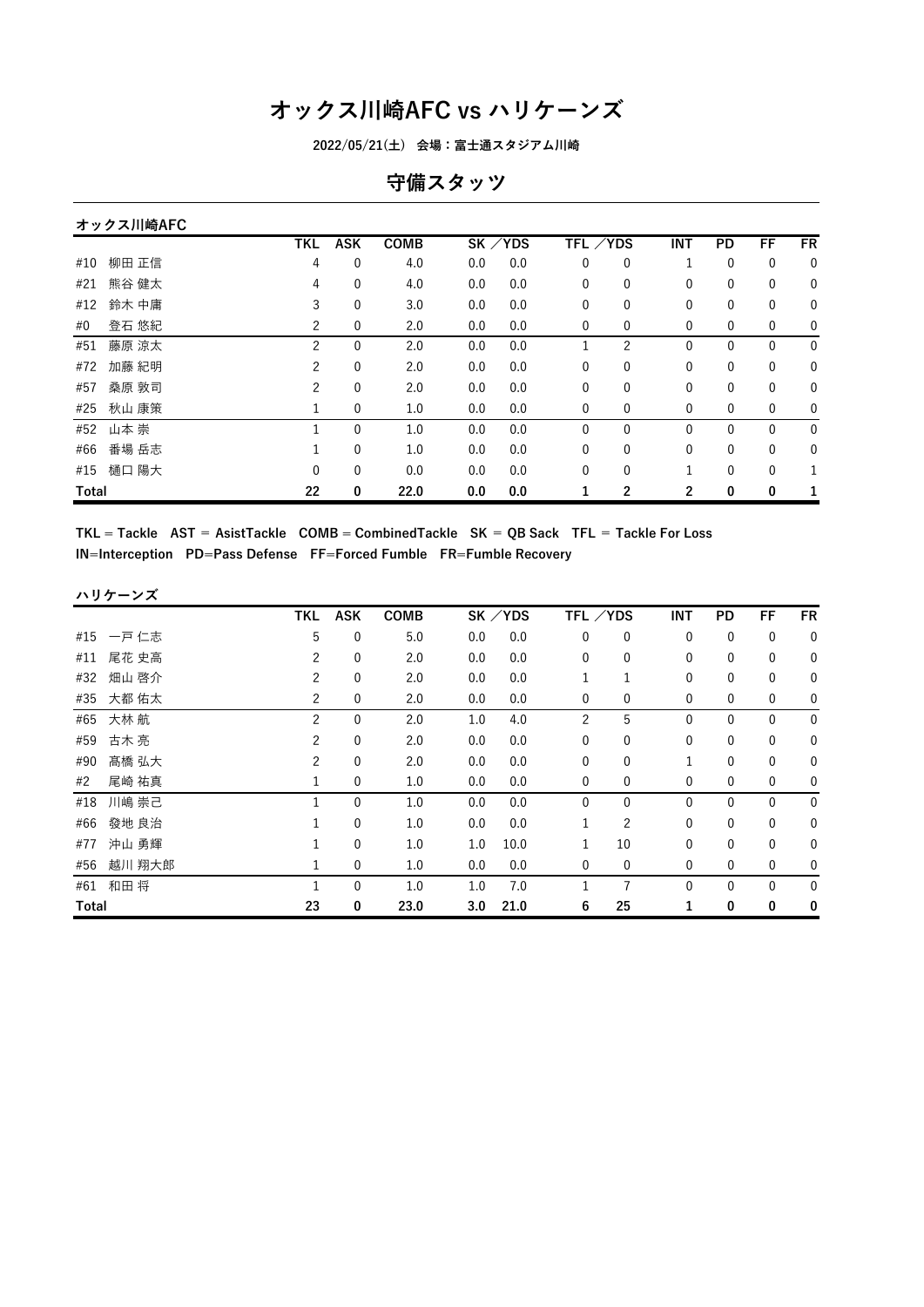# オックス川崎AFC vs ハリケーンズ

**2022/05/21(土) 会場：富士通スタジアム川崎**

## 守備スタッツ

### オックス川崎AFC

| | TKL | ASK | COMB | SK | ／YDS | TFL | ／YDS | INT | PD | FF | FR |
|---|---|---|---|---|---|---|---|---|---|---|---|
| #10 柳田 正信 | 4 | 0 | 4.0 | 0.0 | 0.0 | 0 | 0 | 1 | 0 | 0 | 0 |
| #21 熊谷 健太 | 4 | 0 | 4.0 | 0.0 | 0.0 | 0 | 0 | 0 | 0 | 0 | 0 |
| #12 鈴木 中庸 | 3 | 0 | 3.0 | 0.0 | 0.0 | 0 | 0 | 0 | 0 | 0 | 0 |
| #0 登石 悠紀 | 2 | 0 | 2.0 | 0.0 | 0.0 | 0 | 0 | 0 | 0 | 0 | 0 |
| #51 藤原 涼太 | 2 | 0 | 2.0 | 0.0 | 0.0 | 1 | 2 | 0 | 0 | 0 | 0 |
| #72 加藤 紀明 | 2 | 0 | 2.0 | 0.0 | 0.0 | 0 | 0 | 0 | 0 | 0 | 0 |
| #57 桑原 敦司 | 2 | 0 | 2.0 | 0.0 | 0.0 | 0 | 0 | 0 | 0 | 0 | 0 |
| #25 秋山 康策 | 1 | 0 | 1.0 | 0.0 | 0.0 | 0 | 0 | 0 | 0 | 0 | 0 |
| #52 山本 崇 | 1 | 0 | 1.0 | 0.0 | 0.0 | 0 | 0 | 0 | 0 | 0 | 0 |
| #66 番場 岳志 | 1 | 0 | 1.0 | 0.0 | 0.0 | 0 | 0 | 0 | 0 | 0 | 0 |
| #15 樋口 陽大 | 0 | 0 | 0.0 | 0.0 | 0.0 | 0 | 0 | 1 | 0 | 0 | 1 |
| **Total** | **22** | **0** | **22.0** | **0.0** | **0.0** | **1** | **2** | **2** | **0** | **0** | **1** |

**TKL = Tackle　AST = AsistTackle　COMB = CombinedTackle　SK = QB Sack　TFL = Tackle For Loss**
**IN=Interception　PD=Pass Defense　FF=Forced Fumble　FR=Fumble Recovery**

### ハリケーンズ

| | TKL | ASK | COMB | SK | ／YDS | TFL | ／YDS | INT | PD | FF | FR |
|---|---|---|---|---|---|---|---|---|---|---|---|
| #15 一戸 仁志 | 5 | 0 | 5.0 | 0.0 | 0.0 | 0 | 0 | 0 | 0 | 0 | 0 |
| #11 尾花 史高 | 2 | 0 | 2.0 | 0.0 | 0.0 | 0 | 0 | 0 | 0 | 0 | 0 |
| #32 畑山 啓介 | 2 | 0 | 2.0 | 0.0 | 0.0 | 1 | 1 | 0 | 0 | 0 | 0 |
| #35 大都 佑太 | 2 | 0 | 2.0 | 0.0 | 0.0 | 0 | 0 | 0 | 0 | 0 | 0 |
| #65 大林 航 | 2 | 0 | 2.0 | 1.0 | 4.0 | 2 | 5 | 0 | 0 | 0 | 0 |
| #59 古木 亮 | 2 | 0 | 2.0 | 0.0 | 0.0 | 0 | 0 | 0 | 0 | 0 | 0 |
| #90 髙橋 弘大 | 2 | 0 | 2.0 | 0.0 | 0.0 | 0 | 0 | 1 | 0 | 0 | 0 |
| #2 尾崎 祐真 | 1 | 0 | 1.0 | 0.0 | 0.0 | 0 | 0 | 0 | 0 | 0 | 0 |
| #18 川嶋 崇己 | 1 | 0 | 1.0 | 0.0 | 0.0 | 0 | 0 | 0 | 0 | 0 | 0 |
| #66 發地 良治 | 1 | 0 | 1.0 | 0.0 | 0.0 | 1 | 2 | 0 | 0 | 0 | 0 |
| #77 沖山 勇輝 | 1 | 0 | 1.0 | 1.0 | 10.0 | 1 | 10 | 0 | 0 | 0 | 0 |
| #56 越川 翔大郎 | 1 | 0 | 1.0 | 0.0 | 0.0 | 0 | 0 | 0 | 0 | 0 | 0 |
| #61 和田 将 | 1 | 0 | 1.0 | 1.0 | 7.0 | 1 | 7 | 0 | 0 | 0 | 0 |
| **Total** | **23** | **0** | **23.0** | **3.0** | **21.0** | **6** | **25** | **1** | **0** | **0** | **0** |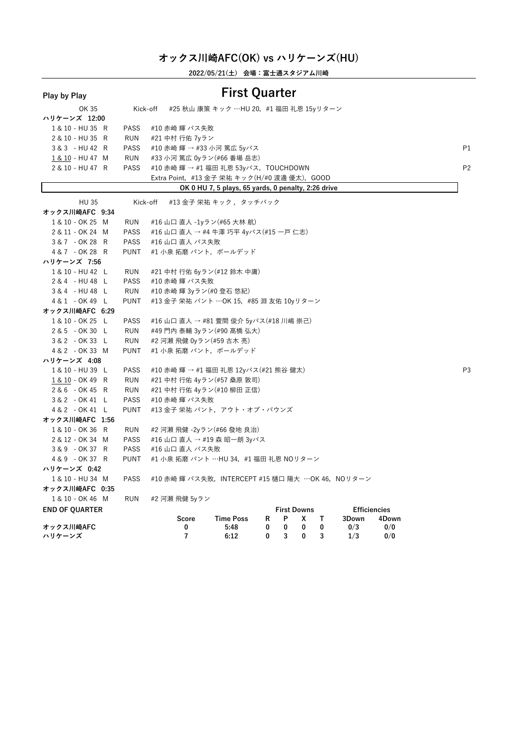# オックス川崎AFC(OK) vs ハリケーンズ(HU)

**2022/05/21(土) 会場：富士通スタジアム川崎**

## Play by Play — First Quarter

| Down & Distance | Type | Play | |
|---|---|---|---|
| OK 35 | Kick-off | #25 秋山 康策 キック …HU 20, #1 福田 礼恩 15yリターン | |
| **ハリケーンズ 12:00** | | | |
| 1 & 10 - HU 35 R | PASS | #10 赤崎 輝 パス失敗 | |
| 2 & 10 - HU 35 R | RUN | #21 中村 行佑 7yラン | |
| 3 & 3 - HU 42 R | PASS | #10 赤崎 輝 → #33 小河 篤広 5yパス | P1 |
| 1 & 10 - HU 47 M | RUN | #33 小河 篤広 0yラン(#66 番場 岳志) | |
| 2 & 10 - HU 47 R | PASS | #10 赤崎 輝 → #1 福田 礼恩 53yパス, TOUCHDOWN | P2 |
| | | Extra Point, #13 金子 栄祐 キック(H/#0 渡邊 優太), GOOD | |
| | | **OK 0 HU 7, 5 plays, 65 yards, 0 penalty, 2:26 drive** | |
| HU 35 | Kick-off | #13 金子 栄祐 キック, タッチバック | |
| **オックス川崎AFC 9:34** | | | |
| 1 & 10 - OK 25 M | RUN | #16 山口 直人 -1yラン(#65 大林 航) | |
| 2 & 11 - OK 24 M | PASS | #16 山口 直人 → #4 牛澤 巧平 4yパス(#15 一戸 仁志) | |
| 3 & 7 - OK 28 R | PASS | #16 山口 直人 パス失敗 | |
| 4 & 7 - OK 28 R | PUNT | #1 小泉 拓磨 パント, ボールデッド | |
| **ハリケーンズ 7:56** | | | |
| 1 & 10 - HU 42 L | RUN | #21 中村 行佑 6yラン(#12 鈴木 中庸) | |
| 2 & 4 - HU 48 L | PASS | #10 赤崎 輝 パス失敗 | |
| 3 & 4 - HU 48 L | RUN | #10 赤崎 輝 3yラン(#0 登石 悠紀) | |
| 4 & 1 - OK 49 L | PUNT | #13 金子 栄祐 パント …OK 15, #85 淵 友佑 10yリターン | |
| **オックス川崎AFC 6:29** | | | |
| 1 & 10 - OK 25 L | PASS | #16 山口 直人 → #81 萱間 俊介 5yパス(#18 川嶋 崇己) | |
| 2 & 5 - OK 30 L | RUN | #49 門内 泰輔 3yラン(#90 髙橋 弘大) | |
| 3 & 2 - OK 33 L | RUN | #2 河瀬 飛健 0yラン(#59 古木 亮) | |
| 4 & 2 - OK 33 M | PUNT | #1 小泉 拓磨 パント, ボールデッド | |
| **ハリケーンズ 4:08** | | | |
| 1 & 10 - HU 39 L | PASS | #10 赤崎 輝 → #1 福田 礼恩 12yパス(#21 熊谷 健太) | P3 |
| 1 & 10 - OK 49 R | RUN | #21 中村 行佑 4yラン(#57 桑原 敦司) | |
| 2 & 6 - OK 45 R | RUN | #21 中村 行佑 4yラン(#10 柳田 正信) | |
| 3 & 2 - OK 41 L | PASS | #10 赤崎 輝 パス失敗 | |
| 4 & 2 - OK 41 L | PUNT | #13 金子 栄祐 パント, アウト・オブ・バウンズ | |
| **オックス川崎AFC 1:56** | | | |
| 1 & 10 - OK 36 R | RUN | #2 河瀬 飛健 -2yラン(#66 發地 良治) | |
| 2 & 12 - OK 34 M | PASS | #16 山口 直人 → #19 森 昭一朗 3yパス | |
| 3 & 9 - OK 37 R | PASS | #16 山口 直人 パス失敗 | |
| 4 & 9 - OK 37 R | PUNT | #1 小泉 拓磨 パント …HU 34, #1 福田 礼恩 NOリターン | |
| **ハリケーンズ 0:42** | | | |
| 1 & 10 - HU 34 M | PASS | #10 赤崎 輝 パス失敗, INTERCEPT #15 樋口 陽大 …OK 46, NOリターン | |
| **オックス川崎AFC 0:35** | | | |
| 1 & 10 - OK 46 M | RUN | #2 河瀬 飛健 5yラン | |

**END OF QUARTER**

| | Score | Time Poss | First Downs R | P | X | T | Efficiencies 3Down | 4Down |
|---|---|---|---|---|---|---|---|---|
| **オックス川崎AFC** | 0 | 5:48 | 0 | 0 | 0 | 0 | 0/3 | 0/0 |
| **ハリケーンズ** | 7 | 6:12 | 0 | 3 | 0 | 3 | 1/3 | 0/0 |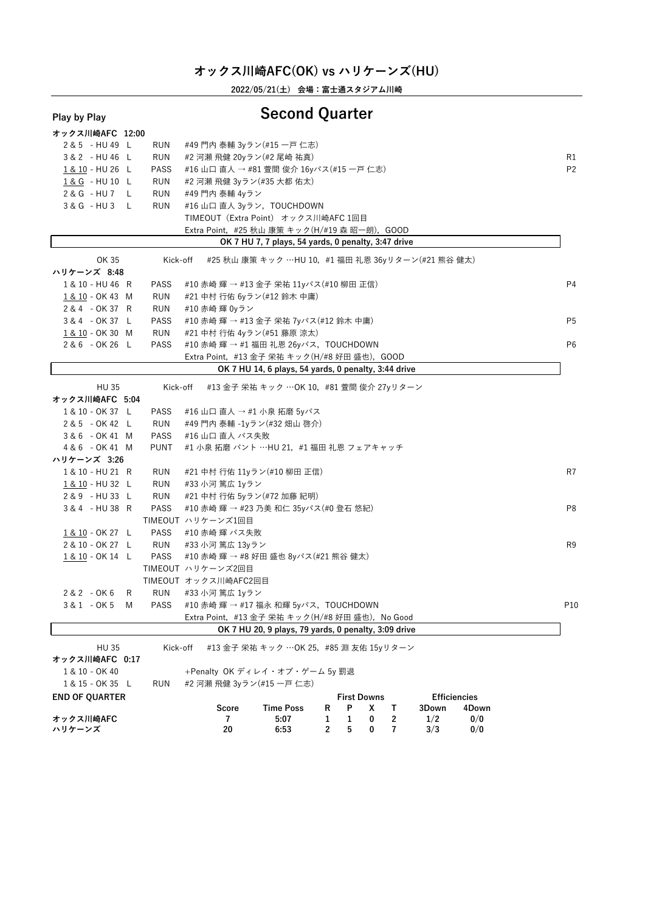# オックス川崎AFC(OK) vs ハリケーンズ(HU)

**2022/05/21(土) 会場：富士通スタジアム川崎**

**Play by Play**

## Second Quarter

**オックス川崎AFC 12:00**

| Down & Distance | Side | Play | Description | FD |
|---|---|---|---|---|
| 2 & 5 - HU 49 | L | RUN | #49 門内 泰輔 3yラン(#15 一戸 仁志) | |
| 3 & 2 - HU 46 | L | RUN | #2 河瀬 飛健 20yラン(#2 尾崎 祐真) | R1 |
| 1 & 10 - HU 26 | L | PASS | #16 山口 直人 → #81 萱間 俊介 16yパス(#15 一戸 仁志) | P2 |
| 1 & G - HU 10 | L | RUN | #2 河瀬 飛健 3yラン(#35 大都 佑太) | |
| 2 & G - HU 7 | L | RUN | #49 門内 泰輔 4yラン | |
| 3 & G - HU 3 | L | RUN | #16 山口 直人 3yラン，TOUCHDOWN | |
| | | | TIMEOUT（Extra Point） オックス川崎AFC 1回目 | |
| | | | Extra Point，#25 秋山 康策 キック(H/#19 森 昭一朗)，GOOD | |

**OK 7 HU 7, 7 plays, 54 yards, 0 penalty, 3:47 drive**

OK 35 Kick-off #25 秋山 康策 キック …HU 10，#1 福田 礼恩 36yリターン(#21 熊谷 健太)

**ハリケーンズ 8:48**

| Down & Distance | Side | Play | Description | FD |
|---|---|---|---|---|
| 1 & 10 - HU 46 | R | PASS | #10 赤崎 輝 → #13 金子 栄祐 11yパス(#10 柳田 正信) | P4 |
| 1 & 10 - OK 43 | M | RUN | #21 中村 行佑 6yラン(#12 鈴木 中庸) | |
| 2 & 4 - OK 37 | R | RUN | #10 赤崎 輝 0yラン | |
| 3 & 4 - OK 37 | L | PASS | #10 赤崎 輝 → #13 金子 栄祐 7yパス(#12 鈴木 中庸) | P5 |
| 1 & 10 - OK 30 | M | RUN | #21 中村 行佑 4yラン(#51 藤原 涼太) | |
| 2 & 6 - OK 26 | L | PASS | #10 赤崎 輝 → #1 福田 礼恩 26yパス，TOUCHDOWN | P6 |
| | | | Extra Point，#13 金子 栄祐 キック(H/#8 好田 盛也)，GOOD | |

**OK 7 HU 14, 6 plays, 54 yards, 0 penalty, 3:44 drive**

HU 35 Kick-off #13 金子 栄祐 キック …OK 10，#81 萱間 俊介 27yリターン

**オックス川崎AFC 5:04**

| Down & Distance | Side | Play | Description | FD |
|---|---|---|---|---|
| 1 & 10 - OK 37 | L | PASS | #16 山口 直人 → #1 小泉 拓磨 5yパス | |
| 2 & 5 - OK 42 | L | RUN | #49 門内 泰輔 -1yラン(#32 畑山 啓介) | |
| 3 & 6 - OK 41 | M | PASS | #16 山口 直人 パス失敗 | |
| 4 & 6 - OK 41 | M | PUNT | #1 小泉 拓磨 パント …HU 21，#1 福田 礼恩 フェアキャッチ | |

**ハリケーンズ 3:26**

| Down & Distance | Side | Play | Description | FD |
|---|---|---|---|---|
| 1 & 10 - HU 21 | R | RUN | #21 中村 行佑 11yラン(#10 柳田 正信) | R7 |
| 1 & 10 - HU 32 | L | RUN | #33 小河 篤広 1yラン | |
| 2 & 9 - HU 33 | L | RUN | #21 中村 行佑 5yラン(#72 加藤 紀明) | |
| 3 & 4 - HU 38 | R | PASS | #10 赤崎 輝 → #23 乃美 和仁 35yパス(#0 登石 悠紀) | P8 |
| | | TIMEOUT | ハリケーンズ1回目 | |
| 1 & 10 - OK 27 | L | PASS | #10 赤崎 輝 パス失敗 | |
| 2 & 10 - OK 27 | L | RUN | #33 小河 篤広 13yラン | R9 |
| 1 & 10 - OK 14 | L | PASS | #10 赤崎 輝 → #8 好田 盛也 8yパス(#21 熊谷 健太) | |
| | | TIMEOUT | ハリケーンズ2回目 | |
| | | TIMEOUT | オックス川崎AFC2回目 | |
| 2 & 2 - OK 6 | R | RUN | #33 小河 篤広 1yラン | |
| 3 & 1 - OK 5 | M | PASS | #10 赤崎 輝 → #17 福永 和輝 5yパス，TOUCHDOWN | P10 |
| | | | Extra Point，#13 金子 栄祐 キック(H/#8 好田 盛也)，No Good | |

**OK 7 HU 20, 9 plays, 79 yards, 0 penalty, 3:09 drive**

HU 35 Kick-off #13 金子 栄祐 キック …OK 25，#85 淵 友佑 15yリターン

**オックス川崎AFC 0:17**

| Down & Distance | Side | Play | Description | FD |
|---|---|---|---|---|
| 1 & 10 - OK 40 | | | +Penalty OK ディレイ・オブ・ゲーム 5y 罰退 | |
| 1 & 15 - OK 35 | L | RUN | #2 河瀬 飛健 3yラン(#15 一戸 仁志) | |

**END OF QUARTER**

| | Score | Time Poss | First Downs R | First Downs P | First Downs X | First Downs T | Efficiencies 3Down | Efficiencies 4Down |
|---|---|---|---|---|---|---|---|---|
| オックス川崎AFC | 7 | 5:07 | 1 | 1 | 0 | 2 | 1/2 | 0/0 |
| ハリケーンズ | 20 | 6:53 | 2 | 5 | 0 | 7 | 3/3 | 0/0 |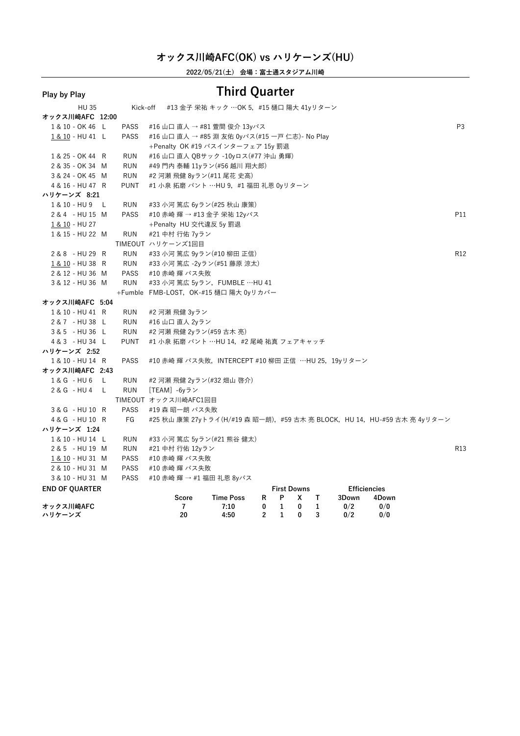# オックス川崎AFC(OK) vs ハリケーンズ(HU)

**2022/05/21(土) 会場：富士通スタジアム川崎**

## Play by Play — Third Quarter

| Down & Position | Play | Description | |
|---|---|---|---|
| HU 35 | Kick-off | #13 金子 栄祐 キック …OK 5，#15 樋口 陽大 41yリターン | |
| **オックス川崎AFC 12:00** | | | |
| 1 & 10 - OK 46 L | PASS | #16 山口 直人 → #81 萱間 俊介 13yパス | P3 |
| 1 & 10 - HU 41 L | PASS | #16 山口 直人 → #85 淵 友佑 0yパス(#15 一戸 仁志)- No Play | |
| | | +Penalty OK #19 パスインターフェア 15y 罰退 | |
| 1 & 25 - OK 44 R | RUN | #16 山口 直人 QBサック -10yロス(#77 沖山 勇輝) | |
| 2 & 35 - OK 34 M | RUN | #49 門内 泰輔 11yラン(#56 越川 翔大郎) | |
| 3 & 24 - OK 45 M | RUN | #2 河瀬 飛健 8yラン(#11 尾花 史高) | |
| 4 & 16 - HU 47 R | PUNT | #1 小泉 拓磨 パント …HU 9，#1 福田 礼恩 0yリターン | |
| **ハリケーンズ 8:21** | | | |
| 1 & 10 - HU 9 L | RUN | #33 小河 篤広 6yラン(#25 秋山 康策) | |
| 2 & 4 - HU 15 M | PASS | #10 赤崎 輝 → #13 金子 栄祐 12yパス | P11 |
| 1 & 10 - HU 27 | | +Penalty HU 交代違反 5y 罰退 | |
| 1 & 15 - HU 22 M | RUN | #21 中村 行佑 7yラン | |
| | TIMEOUT | ハリケーンズ1回目 | |
| 2 & 8 - HU 29 R | RUN | #33 小河 篤広 9yラン(#10 柳田 正信) | R12 |
| 1 & 10 - HU 38 R | RUN | #33 小河 篤広 -2yラン(#51 藤原 涼太) | |
| 2 & 12 - HU 36 M | PASS | #10 赤崎 輝 パス失敗 | |
| 3 & 12 - HU 36 M | RUN | #33 小河 篤広 5yラン，FUMBLE …HU 41 | |
| | +Fumble | FMB-LOST，OK-#15 樋口 陽大 0yリカバー | |
| **オックス川崎AFC 5:04** | | | |
| 1 & 10 - HU 41 R | RUN | #2 河瀬 飛健 3yラン | |
| 2 & 7 - HU 38 L | RUN | #16 山口 直人 2yラン | |
| 3 & 5 - HU 36 L | RUN | #2 河瀬 飛健 2yラン(#59 古木 亮) | |
| 4 & 3 - HU 34 L | PUNT | #1 小泉 拓磨 パント …HU 14，#2 尾崎 祐真 フェアキャッチ | |
| **ハリケーンズ 2:52** | | | |
| 1 & 10 - HU 14 R | PASS | #10 赤崎 輝 パス失敗，INTERCEPT #10 柳田 正信 …HU 25，19yリターン | |
| **オックス川崎AFC 2:43** | | | |
| 1 & G - HU 6 L | RUN | #2 河瀬 飛健 2yラン(#32 畑山 啓介) | |
| 2 & G - HU 4 L | RUN | [TEAM] -6yラン | |
| | TIMEOUT | オックス川崎AFC1回目 | |
| 3 & G - HU 10 R | PASS | #19 森 昭一朗 パス失敗 | |
| 4 & G - HU 10 R | FG | #25 秋山 康策 27yトライ(H/#19 森 昭一朗)，#59 古木 亮 BLOCK，HU 14，HU-#59 古木 亮 4yリターン | |
| **ハリケーンズ 1:24** | | | |
| 1 & 10 - HU 14 L | RUN | #33 小河 篤広 5yラン(#21 熊谷 健太) | |
| 2 & 5 - HU 19 M | RUN | #21 中村 行佑 12yラン | R13 |
| 1 & 10 - HU 31 M | PASS | #10 赤崎 輝 パス失敗 | |
| 2 & 10 - HU 31 M | PASS | #10 赤崎 輝 パス失敗 | |
| 3 & 10 - HU 31 M | PASS | #10 赤崎 輝 → #1 福田 礼恩 8yパス | |

**END OF QUARTER**

| | Score | Time Poss | First Downs R | P | X | T | Efficiencies 3Down | 4Down |
|---|---|---|---|---|---|---|---|---|
| オックス川崎AFC | 7 | 7:10 | 0 | 1 | 0 | 1 | 0/2 | 0/0 |
| ハリケーンズ | 20 | 4:50 | 2 | 1 | 0 | 3 | 0/2 | 0/0 |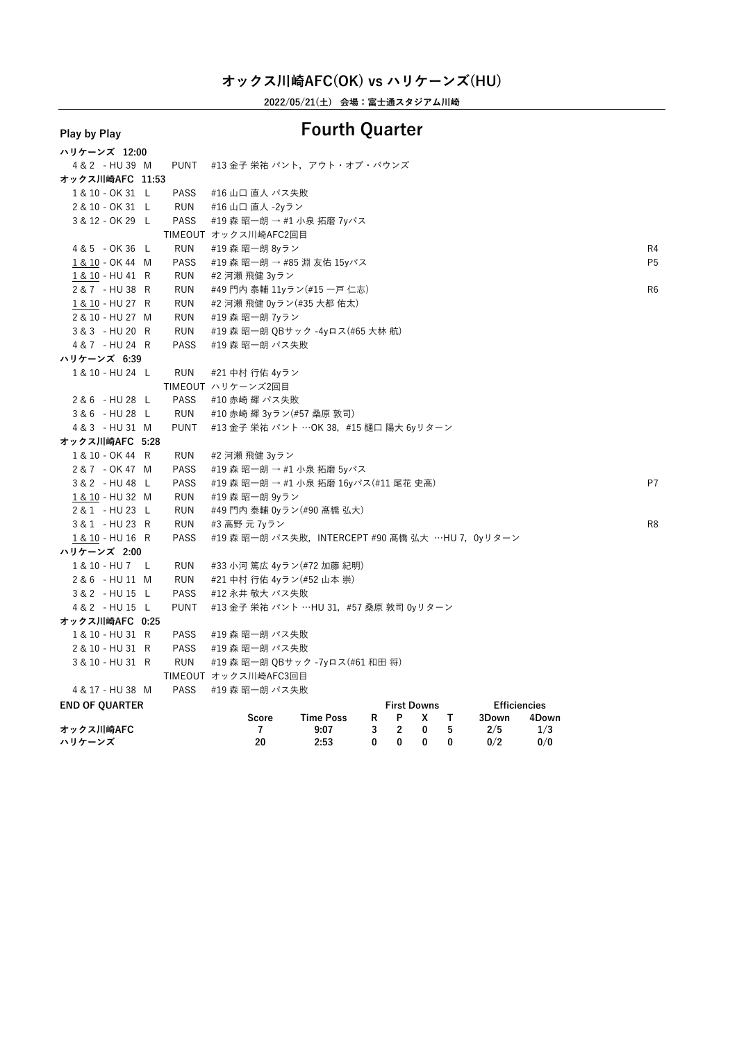# オックス川崎AFC(OK) vs ハリケーンズ(HU)

**2022/05/21(土) 会場：富士通スタジアム川崎**

## Play by Play

## Fourth Quarter

**ハリケーンズ 12:00**

| Down | Pos | Play | Description | |
|---|---|---|---|---|
| 4 & 2 - HU 39 | M | PUNT | #13 金子 栄祐 パント，アウト・オブ・バウンズ | |

**オックス川崎AFC 11:53**

| Down | Pos | Play | Description | |
|---|---|---|---|---|
| 1 & 10 - OK 31 | L | PASS | #16 山口 直人 パス失敗 | |
| 2 & 10 - OK 31 | L | RUN | #16 山口 直人 -2yラン | |
| 3 & 12 - OK 29 | L | PASS | #19 森 昭一朗 → #1 小泉 拓磨 7yパス | |
| | | TIMEOUT | オックス川崎AFC2回目 | |
| 4 & 5 - OK 36 | L | RUN | #19 森 昭一朗 8yラン | R4 |
| 1 & 10 - OK 44 | M | PASS | #19 森 昭一朗 → #85 淵 友佑 15yパス | P5 |
| 1 & 10 - HU 41 | R | RUN | #2 河瀬 飛健 3yラン | |
| 2 & 7 - HU 38 | R | RUN | #49 門内 泰輔 11yラン(#15 一戸 仁志) | R6 |
| 1 & 10 - HU 27 | R | RUN | #2 河瀬 飛健 0yラン(#35 大都 佑太) | |
| 2 & 10 - HU 27 | M | RUN | #19 森 昭一朗 7yラン | |
| 3 & 3 - HU 20 | R | RUN | #19 森 昭一朗 QBサック -4yロス(#65 大林 航) | |
| 4 & 7 - HU 24 | R | PASS | #19 森 昭一朗 パス失敗 | |

**ハリケーンズ 6:39**

| Down | Pos | Play | Description | |
|---|---|---|---|---|
| 1 & 10 - HU 24 | L | RUN | #21 中村 行佑 4yラン | |
| | | TIMEOUT | ハリケーンズ2回目 | |
| 2 & 6 - HU 28 | L | PASS | #10 赤崎 輝 パス失敗 | |
| 3 & 6 - HU 28 | L | RUN | #10 赤崎 輝 3yラン(#57 桑原 敦司) | |
| 4 & 3 - HU 31 | M | PUNT | #13 金子 栄祐 パント …OK 38，#15 樋口 陽大 6yリターン | |

**オックス川崎AFC 5:28**

| Down | Pos | Play | Description | |
|---|---|---|---|---|
| 1 & 10 - OK 44 | R | RUN | #2 河瀬 飛健 3yラン | |
| 2 & 7 - OK 47 | M | PASS | #19 森 昭一朗 → #1 小泉 拓磨 5yパス | |
| 3 & 2 - HU 48 | L | PASS | #19 森 昭一朗 → #1 小泉 拓磨 16yパス(#11 尾花 史高) | P7 |
| 1 & 10 - HU 32 | M | RUN | #19 森 昭一朗 9yラン | |
| 2 & 1 - HU 23 | L | RUN | #49 門内 泰輔 0yラン(#90 髙橋 弘大) | |
| 3 & 1 - HU 23 | R | RUN | #3 高野 元 7yラン | R8 |
| 1 & 10 - HU 16 | R | PASS | #19 森 昭一朗 パス失敗，INTERCEPT #90 髙橋 弘大 …HU 7，0yリターン | |

**ハリケーンズ 2:00**

| Down | Pos | Play | Description | |
|---|---|---|---|---|
| 1 & 10 - HU 7 | L | RUN | #33 小河 篤広 4yラン(#72 加藤 紀明) | |
| 2 & 6 - HU 11 | M | RUN | #21 中村 行佑 4yラン(#52 山本 崇) | |
| 3 & 2 - HU 15 | L | PASS | #12 永井 敬大 パス失敗 | |
| 4 & 2 - HU 15 | L | PUNT | #13 金子 栄祐 パント …HU 31，#57 桑原 敦司 0yリターン | |

**オックス川崎AFC 0:25**

| Down | Pos | Play | Description | |
|---|---|---|---|---|
| 1 & 10 - HU 31 | R | PASS | #19 森 昭一朗 パス失敗 | |
| 2 & 10 - HU 31 | R | PASS | #19 森 昭一朗 パス失敗 | |
| 3 & 10 - HU 31 | R | RUN | #19 森 昭一朗 QBサック -7yロス(#61 和田 将) | |
| | | TIMEOUT | オックス川崎AFC3回目 | |
| 4 & 17 - HU 38 | M | PASS | #19 森 昭一朗 パス失敗 | |

**END OF QUARTER**

| | Score | Time Poss | First Downs R | P | X | T | Efficiencies 3Down | 4Down |
|---|---|---|---|---|---|---|---|---|
| オックス川崎AFC | 7 | 9:07 | 3 | 2 | 0 | 5 | 2/5 | 1/3 |
| ハリケーンズ | 20 | 2:53 | 0 | 0 | 0 | 0 | 0/2 | 0/0 |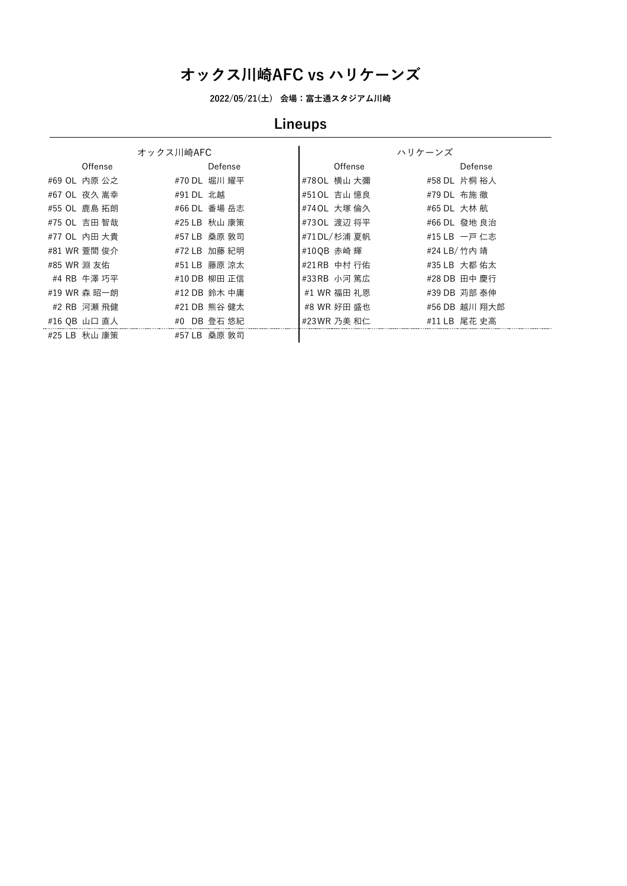# オックス川崎AFC vs ハリケーンズ

2022/05/21(土)　会場：富士通スタジアム川崎

## Lineups

| オックス川崎AFC | | ハリケーンズ | |
|---|---|---|---|
| Offense | Defense | Offense | Defense |
| #69 OL 内原 公之 | #70 DL 堀川 耀平 | #78 OL 横山 大彌 | #58 DL 片桐 裕人 |
| #67 OL 夜久 嵩幸 | #91 DL 北越 | #51 OL 吉山 憶良 | #79 DL 布施 徹 |
| #55 OL 鹿島 拓朗 | #66 DL 番場 岳志 | #74 OL 大塚 倫久 | #65 DL 大林 航 |
| #75 OL 吉田 智哉 | #25 LB 秋山 康策 | #73 OL 渡辺 将平 | #66 DL 發地 良治 |
| #77 OL 内田 大貴 | #57 LB 桑原 敦司 | #71 DL/杉浦 夏帆 | #15 LB 一戸 仁志 |
| #81 WR 萱間 俊介 | #72 LB 加藤 紀明 | #10 QB 赤崎 輝 | #24 LB/竹内 靖 |
| #85 WR 淵 友佑 | #51 LB 藤原 涼太 | #21 RB 中村 行佑 | #35 LB 大都 佑太 |
| #4 RB 牛澤 巧平 | #10 DB 柳田 正信 | #33 RB 小河 篤広 | #28 DB 田中 慶行 |
| #19 WR 森 昭一朗 | #12 DB 鈴木 中庸 | #1 WR 福田 礼恩 | #39 DB 苅部 泰伸 |
| #2 RB 河瀬 飛健 | #21 DB 熊谷 健太 | #8 WR 好田 盛也 | #56 DB 越川 翔大郎 |
| #16 QB 山口 直人 | #0 DB 登石 悠紀 | #23 WR 乃美 和仁 | #11 LB 尾花 史高 |
| #25 LB 秋山 康策 | #57 LB 桑原 敦司 | | |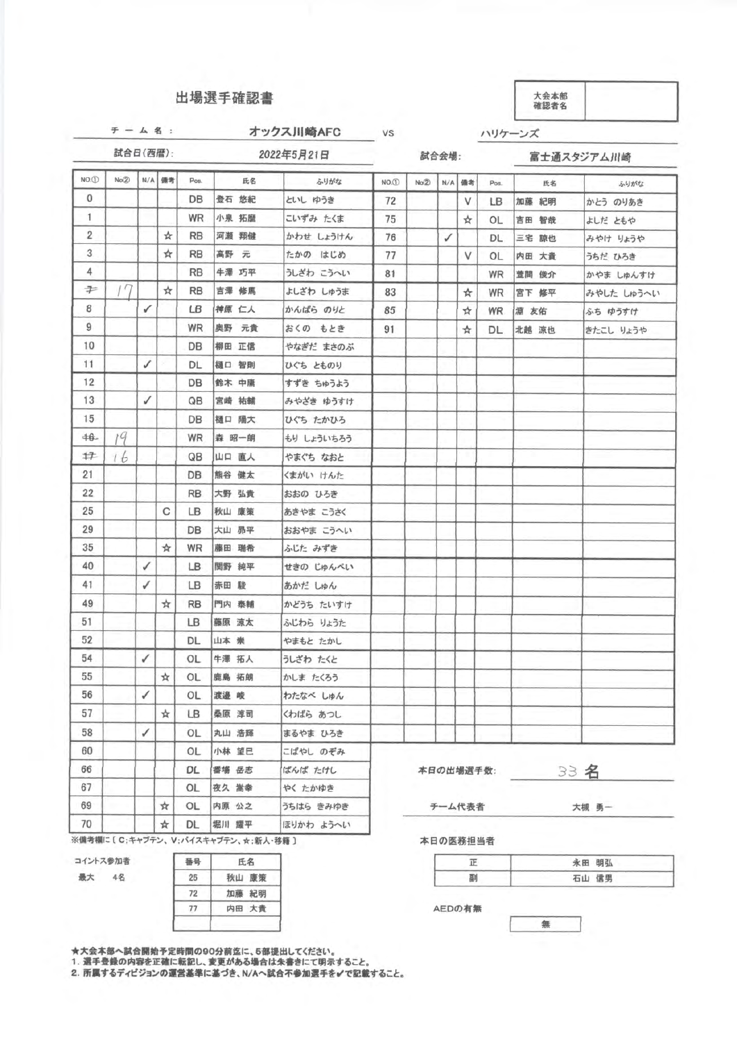# 出場選手確認書

| 大会本部確認者名 | |
|---|---|

チーム名： オックス川崎AFC vs ハリケーンズ

試合日(西暦)： 2022年5月21日　　試合会場： 富士通スタジアム川崎

| NO① | No② | N/A | 備考 | Pos. | 氏名 | ふりがな | NO① | No② | N/A | 備考 | Pos. | 氏名 | ふりがな |
|---|---|---|---|---|---|---|---|---|---|---|---|---|---|
| 0 | | | | DB | 登石 悠紀 | といし ゆうき | 72 | | | V | LB | 加藤 紀明 | かとう のりあき |
| 1 | | | | WR | 小泉 拓磨 | こいずみ たくま | 75 | | | ☆ | OL | 吉田 智哉 | よしだ ともや |
| 2 | | | ☆ | RB | 河瀬 翔健 | かわせ しょうけん | 76 | | ✓ | | DL | 三宅 諒也 | みやけ りょうや |
| 3 | | | ☆ | RB | 高野 元 | たかの はじめ | 77 | | | V | OL | 内田 大貴 | うちだ ひろき |
| 4 | | | | RB | 牛澤 巧平 | うしざわ こうへい | 81 | | | | WR | 萱間 俊介 | かやま しゅんすけ |
| ~~7~~ | 17 | | ☆ | RB | 吉澤 修馬 | よしざわ しゅうま | 83 | | | ☆ | WR | 宮下 修平 | みやした しゅうへい |
| 8 | | ✓ | | LB | 神原 仁人 | かんばら のりと | 85 | | | ☆ | WR | 淵 友佑 | ふち ゆうすけ |
| 9 | | | | WR | 奥野 元貴 | おくの もとき | 91 | | | ☆ | DL | 北越 涼也 | きたこし りょうや |
| 10 | | | | DB | 柳田 正信 | やなぎだ まさのぶ | | | | | | | |
| 11 | | ✓ | | DL | 樋口 智則 | ひぐち とものり | | | | | | | |
| 12 | | | | DB | 鈴木 中陽 | すずき ちゅうよう | | | | | | | |
| 13 | | ✓ | | QB | 宮崎 祐輔 | みやざき ゆうすけ | | | | | | | |
| 15 | | | | DB | 樋口 陽大 | ひぐち たかひろ | | | | | | | |
| ~~16~~ | 19 | | | WR | 森 昭一朗 | もり しょういちろう | | | | | | | |
| ~~17~~ | 16 | | | QB | 山口 直人 | やまぐち なおと | | | | | | | |
| 21 | | | | DB | 熊谷 健太 | くまがい けんた | | | | | | | |
| 22 | | | | RB | 大野 弘貴 | おおの ひろき | | | | | | | |
| 25 | | | C | LB | 秋山 康策 | あきやま こうさく | | | | | | | |
| 29 | | | | DB | 大山 昴平 | おおやま こうへい | | | | | | | |
| 35 | | | ☆ | WR | 藤田 瑞希 | ふじた みずき | | | | | | | |
| 40 | | ✓ | | LB | 関野 純平 | せきの じゅんぺい | | | | | | | |
| 41 | | ✓ | | LB | 赤田 駿 | あかだ しゅん | | | | | | | |
| 49 | | | ☆ | RB | 門内 泰輔 | かどうち たいすけ | | | | | | | |
| 51 | | | | LB | 藤原 涼太 | ふじわら りょうた | | | | | | | |
| 52 | | | | DL | 山本 崇 | やまもと たかし | | | | | | | |
| 54 | | ✓ | | OL | 牛澤 拓人 | うしざわ たくと | | | | | | | |
| 55 | | | ☆ | OL | 鹿島 拓朗 | かしま たくろう | | | | | | | |
| 56 | | ✓ | | OL | 渡邊 峻 | わたなべ しゅん | | | | | | | |
| 57 | | | ☆ | LB | 桑原 淳司 | くわばら あつし | | | | | | | |
| 58 | | ✓ | | OL | 丸山 浩輝 | まるやま ひろき | | | | | | | |
| 60 | | | | OL | 小林 望巳 | こばやし のぞみ | | | | | | | |
| 66 | | | | DL | 番場 岳志 | ばんば たけし | | | | | | | |
| 67 | | | | OL | 夜久 崇幸 | やく たかゆき | | | | | | | |
| 69 | | | ☆ | OL | 内原 公之 | うちはら きみゆき | | | | | | | |
| 70 | | | ☆ | DL | 堀川 耀平 | ほりかわ ようへい | | | | | | | |

※備考欄に〔 C:キャプテン、V:バイスキャプテン、☆:新人・移籍 〕

本日の出場選手数： 33 名

チーム代表者： 大槻 勇一

コイントス参加者
最大 4名

| 番号 | 氏名 |
|---|---|
| 25 | 秋山 康策 |
| 72 | 加藤 紀明 |
| 77 | 内田 大貴 |
| | |

本日の医務担当者

| | |
|---|---|
| 正 | 永田 明弘 |
| 副 | 石山 信男 |

AEDの有無： 無

★大会本部へ試合開始予定時間の90分前迄に、5部提出してください。
1. 選手登録の内容を正確に転記し、変更がある場合は朱書きにて明示すること。
2. 所属するディビジョンの運営基準に基づき、N/Aへ試合不参加選手を✓で記載すること。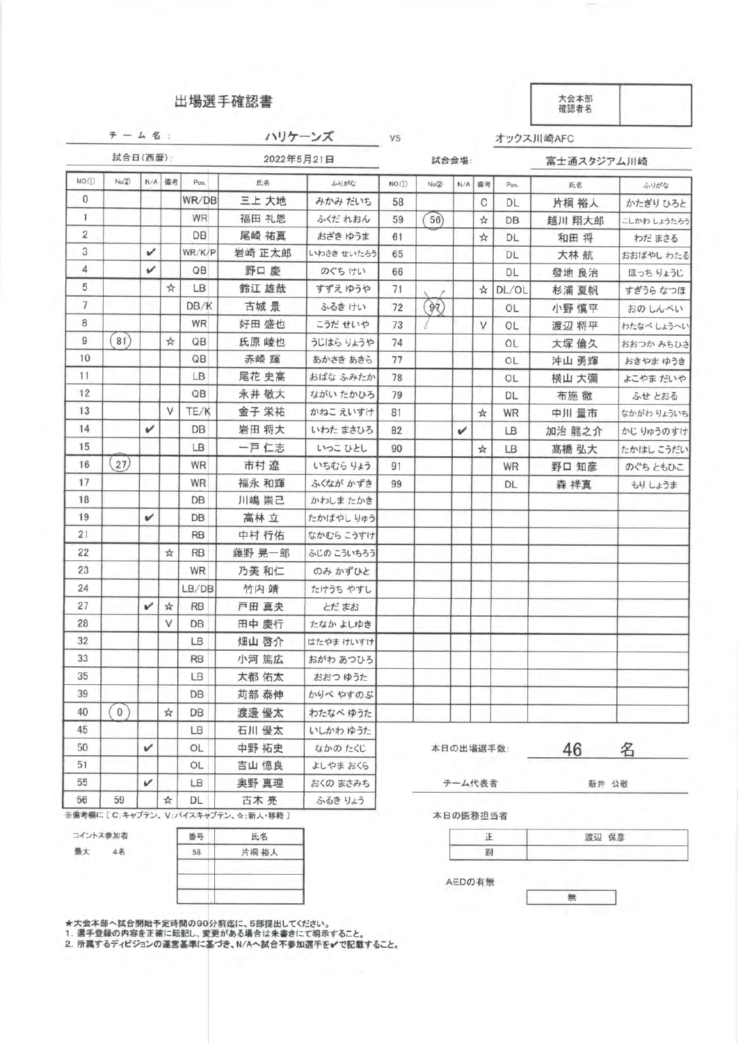# 出場選手確認書

| 大会本部確認者名 | |
|---|---|

チーム名：ハリケーンズ　vs　オックス川崎AFC

試合日(西暦)：2022年5月21日　試合会場：富士通スタジアム川崎

| NO① | No② | N/A | 備考 | Pos. | 氏名 | ふりがな | NO① | No② | N/A | 備考 | Pos. | 氏名 | ふりがな |
|---|---|---|---|---|---|---|---|---|---|---|---|---|---|
| 0 | | | | WR/DB | 三上 大地 | みかみ だいち | 58 | | | C | DL | 片桐 裕人 | かたぎり ひろと |
| 1 | | | | WR | 福田 礼恩 | ふくだ れおん | 59 | 56 | | ☆ | DB | 越川 翔大郎 | こしかわ しょうたろう |
| 2 | | | | DB | 尾崎 祐真 | おざき ゆうま | 61 | | | ☆ | DL | 和田 将 | わだ まさる |
| 3 | | ✔ | | WR/K/P | 岩崎 正太郎 | いわさき せいたろう | 65 | | | | DL | 大林 航 | おおばやし わたる |
| 4 | | ✔ | | QB | 野口 慶 | のぐち けい | 66 | | | | DL | 發地 良治 | ほっち りょうじ |
| 5 | | | ☆ | LB | 鈴江 雄哉 | すずえ ゆうや | 71 | | | ☆ | DL/OL | 杉浦 夏帆 | すぎうら なつほ |
| 7 | | | | DB/K | 古城 景 | ふるき けい | 72 | 97 | | | OL | 小野 慎平 | おの しんぺい |
| 8 | | | | WR | 好田 盛也 | こうだ せいや | 73 | | | V | OL | 渡辺 将平 | わたなべ しょうへい |
| 9 | 81 | | ☆ | QB | 氏原 崚也 | うじはら りょうや | 74 | | | | OL | 大塚 倫久 | おおつか みちひさ |
| 10 | | | | QB | 赤崎 輝 | あかさき あきら | 77 | | | | OL | 沖山 勇輝 | おきやま ゆうき |
| 11 | | | | LB | 尾花 史高 | おばな ふみたか | 78 | | | | OL | 横山 大彌 | よこやま だいや |
| 12 | | | | QB | 永井 敬大 | ながい たかひろ | 79 | | | | DL | 布施 徹 | ふせ とおる |
| 13 | | | V | TE/K | 金子 栄祐 | かねこ えいすけ | 81 | | | ☆ | WR | 中川 量市 | なかがわ りょういち |
| 14 | | ✔ | | DB | 岩田 将大 | いわた まさひろ | 82 | | ✔ | | LB | 加治 龍之介 | かじ りゅうのすけ |
| 15 | | | | LB | 一戸 仁志 | いっこ ひとし | 90 | | | ☆ | LB | 髙橋 弘大 | たかはし こうだい |
| 16 | 27 | | | WR | 市村 遼 | いちむら りょう | 91 | | | | WR | 野口 知彦 | のぐち ともひこ |
| 17 | | | | WR | 福永 和輝 | ふくなが かずき | 99 | | | | DL | 森 祥真 | もり しょうま |
| 18 | | | | DB | 川嶋 崇己 | かわしま たかき | | | | | | | |
| 19 | | ✔ | | DB | 高林 立 | たかばやし りゅう | | | | | | | |
| 21 | | | | RB | 中村 行佑 | なかむら こうすけ | | | | | | | |
| 22 | | | ☆ | RB | 藤野 晃一郎 | ふじの こういちろう | | | | | | | |
| 23 | | | | WR | 乃美 和仁 | のみ かずひと | | | | | | | |
| 24 | | | | LB/DB | 竹内 靖 | たけうち やすし | | | | | | | |
| 27 | | ✔ | ☆ | RB | 戸田 真央 | とだ まお | | | | | | | |
| 28 | | | V | DB | 田中 慶行 | たなか よしゆき | | | | | | | |
| 32 | | | | LB | 畑山 啓介 | はたやま けいすけ | | | | | | | |
| 33 | | | | RB | 小河 篤広 | おがわ あつひろ | | | | | | | |
| 35 | | | | LB | 大都 佑太 | おおつ ゆうた | | | | | | | |
| 39 | | | | DB | 苅部 泰伸 | かりべ やすのぶ | | | | | | | |
| 40 | 0 | | ☆ | DB | 渡邊 優太 | わたなべ ゆうた | | | | | | | |
| 45 | | | | LB | 石川 優太 | いしかわ ゆうた | | | | | | | |
| 50 | | ✔ | | OL | 中野 拓史 | なかの たくじ | | | | | | | |
| 51 | | | | OL | 吉山 憶良 | よしやま おくら | | | | | | | |
| 55 | | ✔ | | LB | 奥野 真理 | おくの まさみち | | | | | | | |
| 56 | 59 | | ☆ | DL | 古木 亮 | ふるき りょう | | | | | | | |

※備考欄に［C:キャプテン、V:バイスキャプテン、☆:新人・移籍］

本日の出場選手数：46 名

チーム代表者：新井 公敬

コイントス参加者　最大 4名

| 番号 | 氏名 |
|---|---|
| 58 | 片桐 裕人 |
| | |
| | |
| | |

本日の医務担当者

| | |
|---|---|
| 正 | 渡辺 保彦 |
| 副 | |

AEDの有無：無

★大会本部へ試合開始予定時間の90分前迄に、5部提出してください。
1. 選手登録の内容を正確に転記し、変更がある場合は朱書きにて明示すること。
2. 所属するディビジョンの運営基準に基づき、N/Aへ試合不参加選手を✔で記載すること。